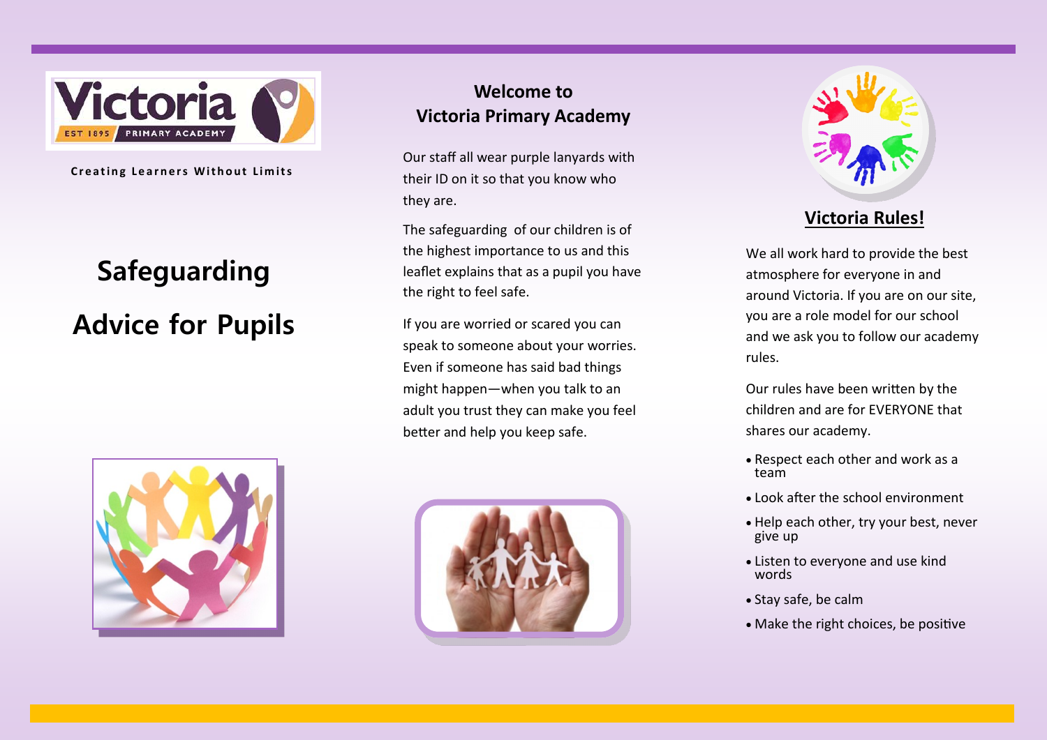Victoria
EST 1895 PRIMARY ACADEMY

**Creating Learners Without Limits**

# Safeguarding

# Advice for Pupils

## Welcome to Victoria Primary Academy

Our staff all wear purple lanyards with their ID on it so that you know who they are.

The safeguarding of our children is of the highest importance to us and this leaflet explains that as a pupil you have the right to feel safe.

If you are worried or scared you can speak to someone about your worries. Even if someone has said bad things might happen—when you talk to an adult you trust they can make you feel better and help you keep safe.

## Victoria Rules!

We all work hard to provide the best atmosphere for everyone in and around Victoria. If you are on our site, you are a role model for our school and we ask you to follow our academy rules.

Our rules have been written by the children and are for EVERYONE that shares our academy.

- Respect each other and work as a team
- Look after the school environment
- Help each other, try your best, never give up
- Listen to everyone and use kind words
- Stay safe, be calm
- Make the right choices, be positive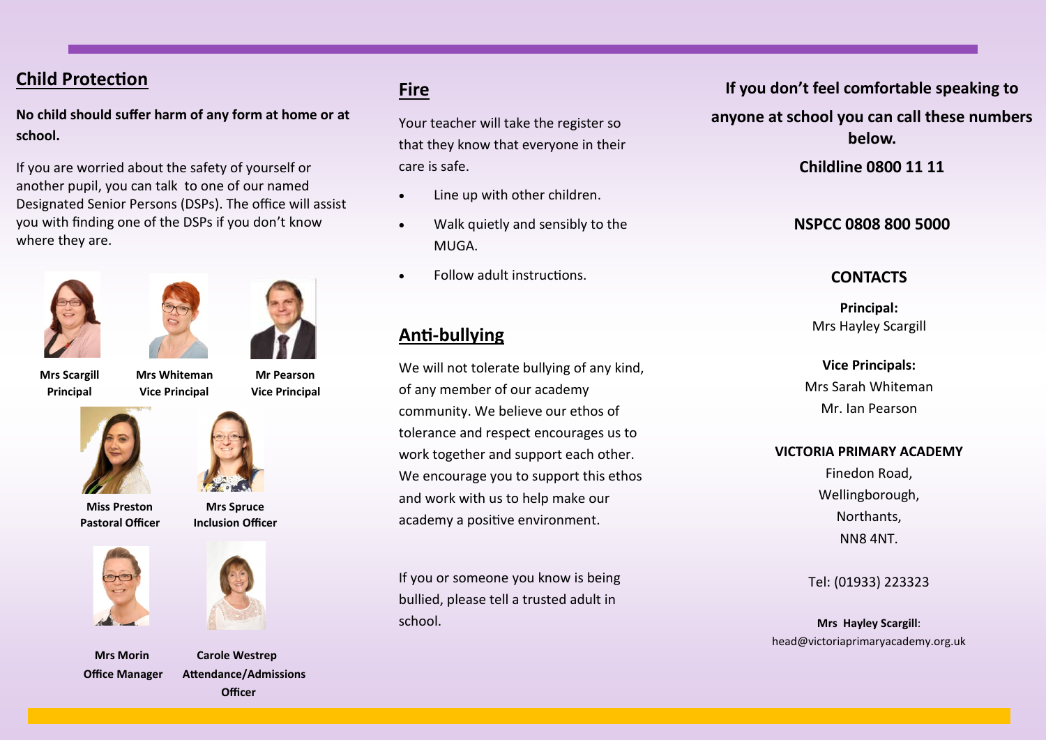## Child Protection

**No child should suffer harm of any form at home or at school.**

If you are worried about the safety of yourself or another pupil, you can talk to one of our named Designated Senior Persons (DSPs). The office will assist you with finding one of the DSPs if you don't know where they are.

**Mrs Scargill**
**Principal**

**Mrs Whiteman**
**Vice Principal**

**Mr Pearson**
**Vice Principal**

**Miss Preston**
**Pastoral Officer**

**Mrs Spruce**
**Inclusion Officer**

**Mrs Morin**
**Office Manager**

**Carole Westrep**
**Attendance/Admissions Officer**

## Fire

Your teacher will take the register so that they know that everyone in their care is safe.

- Line up with other children.
- Walk quietly and sensibly to the MUGA.
- Follow adult instructions.

## Anti-bullying

We will not tolerate bullying of any kind, of any member of our academy community. We believe our ethos of tolerance and respect encourages us to work together and support each other. We encourage you to support this ethos and work with us to help make our academy a positive environment.

If you or someone you know is being bullied, please tell a trusted adult in school.

**If you don't feel comfortable speaking to anyone at school you can call these numbers below.**

**Childline 0800 11 11**

**NSPCC 0808 800 5000**

**CONTACTS**

**Principal:**
Mrs Hayley Scargill

**Vice Principals:**
Mrs Sarah Whiteman
Mr. Ian Pearson

**VICTORIA PRIMARY ACADEMY**
Finedon Road,
Wellingborough,
Northants,
NN8 4NT.

Tel: (01933) 223323

**Mrs Hayley Scargill**:
head@victoriaprimaryacademy.org.uk